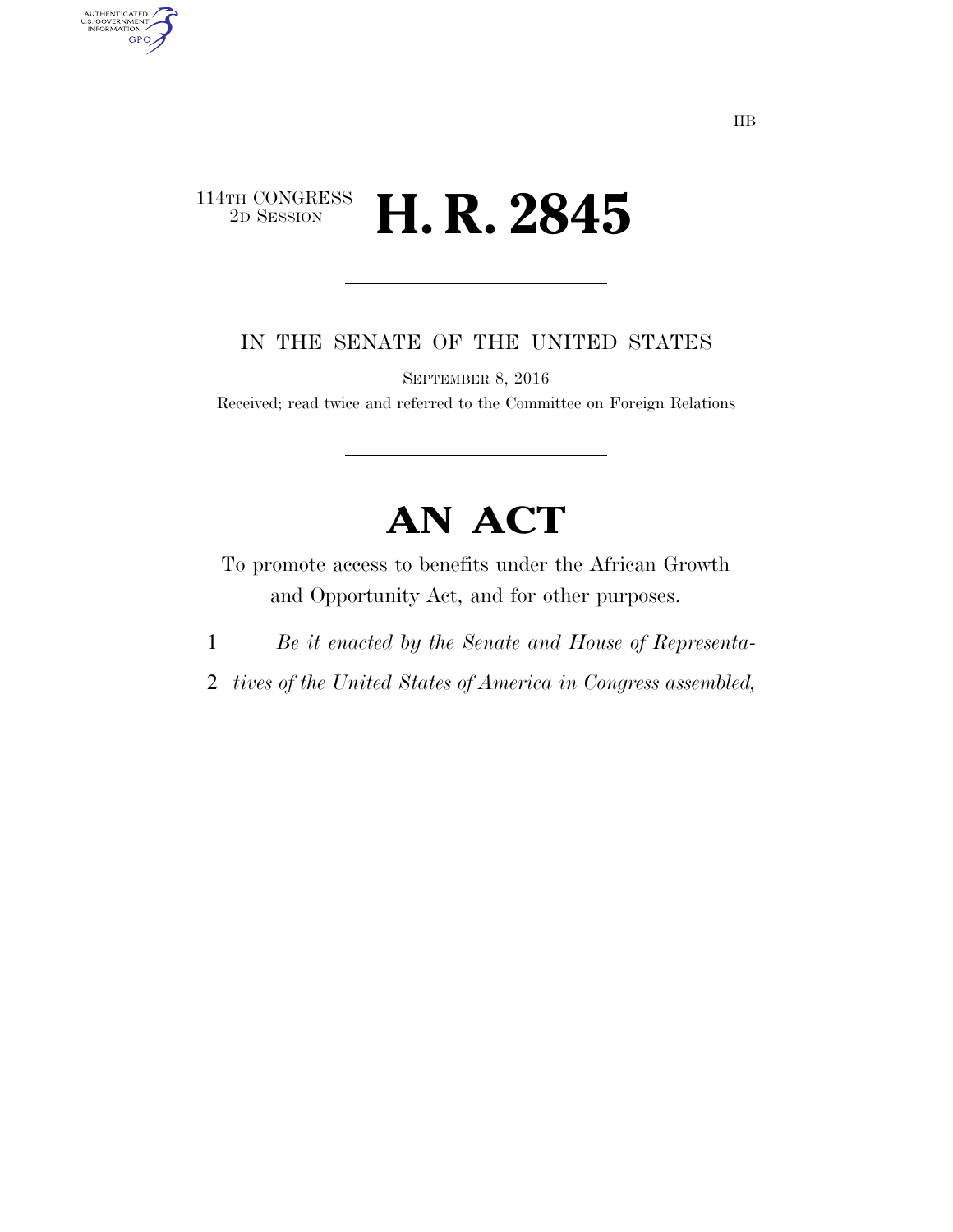IIB

114TH CONGRESS
2D SESSION

# H. R. 2845

IN THE SENATE OF THE UNITED STATES

SEPTEMBER 8, 2016

Received; read twice and referred to the Committee on Foreign Relations

# AN ACT

To promote access to benefits under the African Growth and Opportunity Act, and for other purposes.

1 *Be it enacted by the Senate and House of Representa-*
2 *tives of the United States of America in Congress assembled,*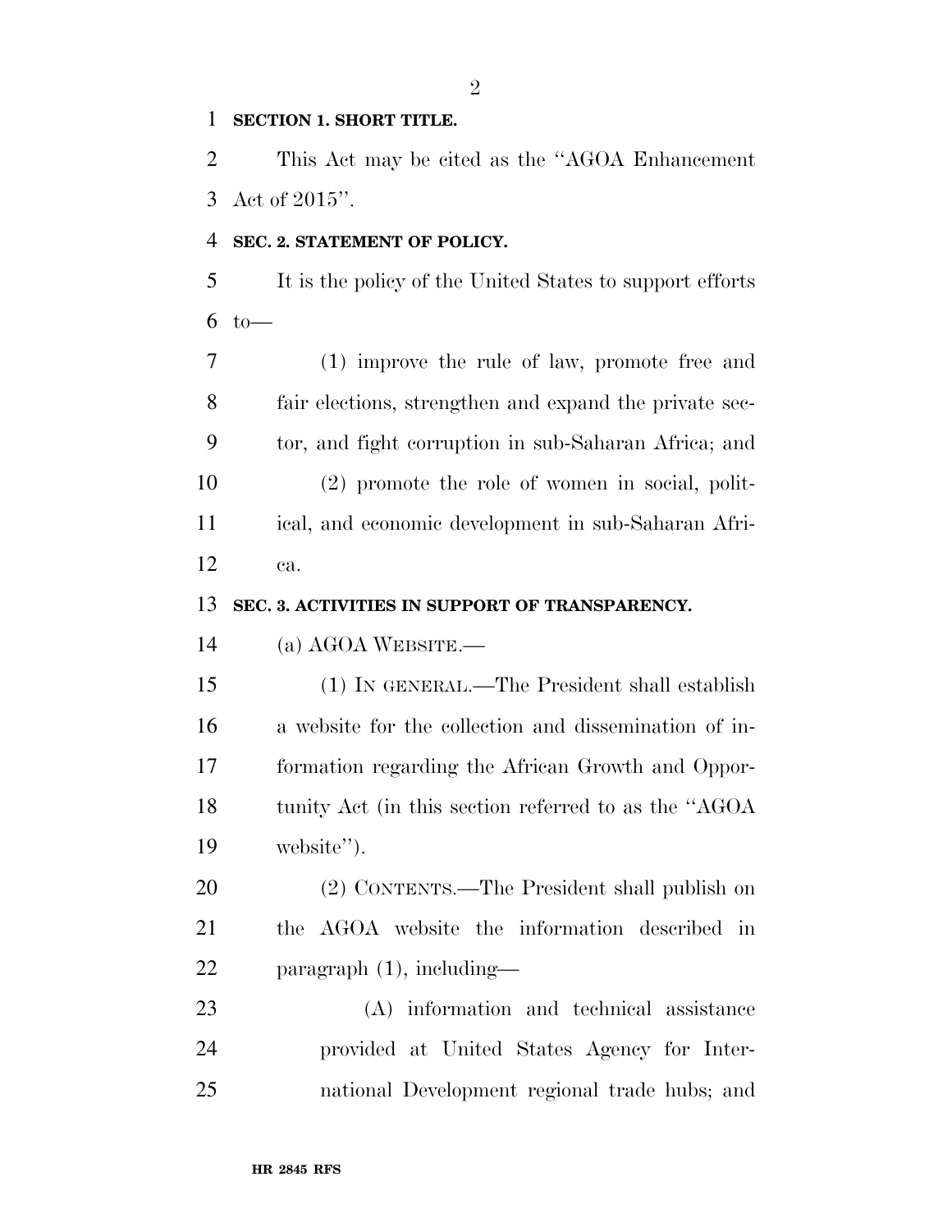**SECTION 1. SHORT TITLE.**

This Act may be cited as the "AGOA Enhancement Act of 2015".

**SEC. 2. STATEMENT OF POLICY.**

It is the policy of the United States to support efforts to—

(1) improve the rule of law, promote free and fair elections, strengthen and expand the private sector, and fight corruption in sub-Saharan Africa; and

(2) promote the role of women in social, political, and economic development in sub-Saharan Africa.

**SEC. 3. ACTIVITIES IN SUPPORT OF TRANSPARENCY.**

(a) AGOA WEBSITE.—

(1) IN GENERAL.—The President shall establish a website for the collection and dissemination of information regarding the African Growth and Opportunity Act (in this section referred to as the "AGOA website").

(2) CONTENTS.—The President shall publish on the AGOA website the information described in paragraph (1), including—

(A) information and technical assistance provided at United States Agency for International Development regional trade hubs; and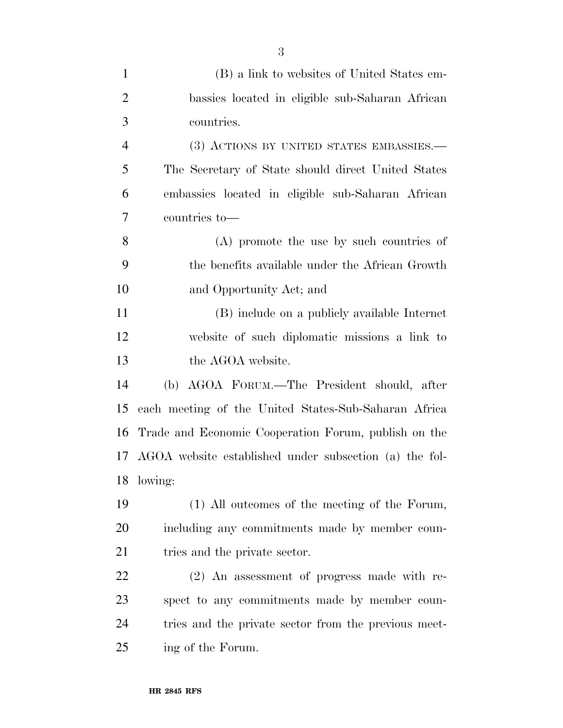(B) a link to websites of United States embassies located in eligible sub-Saharan African countries.

(3) ACTIONS BY UNITED STATES EMBASSIES.—The Secretary of State should direct United States embassies located in eligible sub-Saharan African countries to—

(A) promote the use by such countries of the benefits available under the African Growth and Opportunity Act; and

(B) include on a publicly available Internet website of such diplomatic missions a link to the AGOA website.

(b) AGOA FORUM.—The President should, after each meeting of the United States-Sub-Saharan Africa Trade and Economic Cooperation Forum, publish on the AGOA website established under subsection (a) the following:

(1) All outcomes of the meeting of the Forum, including any commitments made by member countries and the private sector.

(2) An assessment of progress made with respect to any commitments made by member countries and the private sector from the previous meeting of the Forum.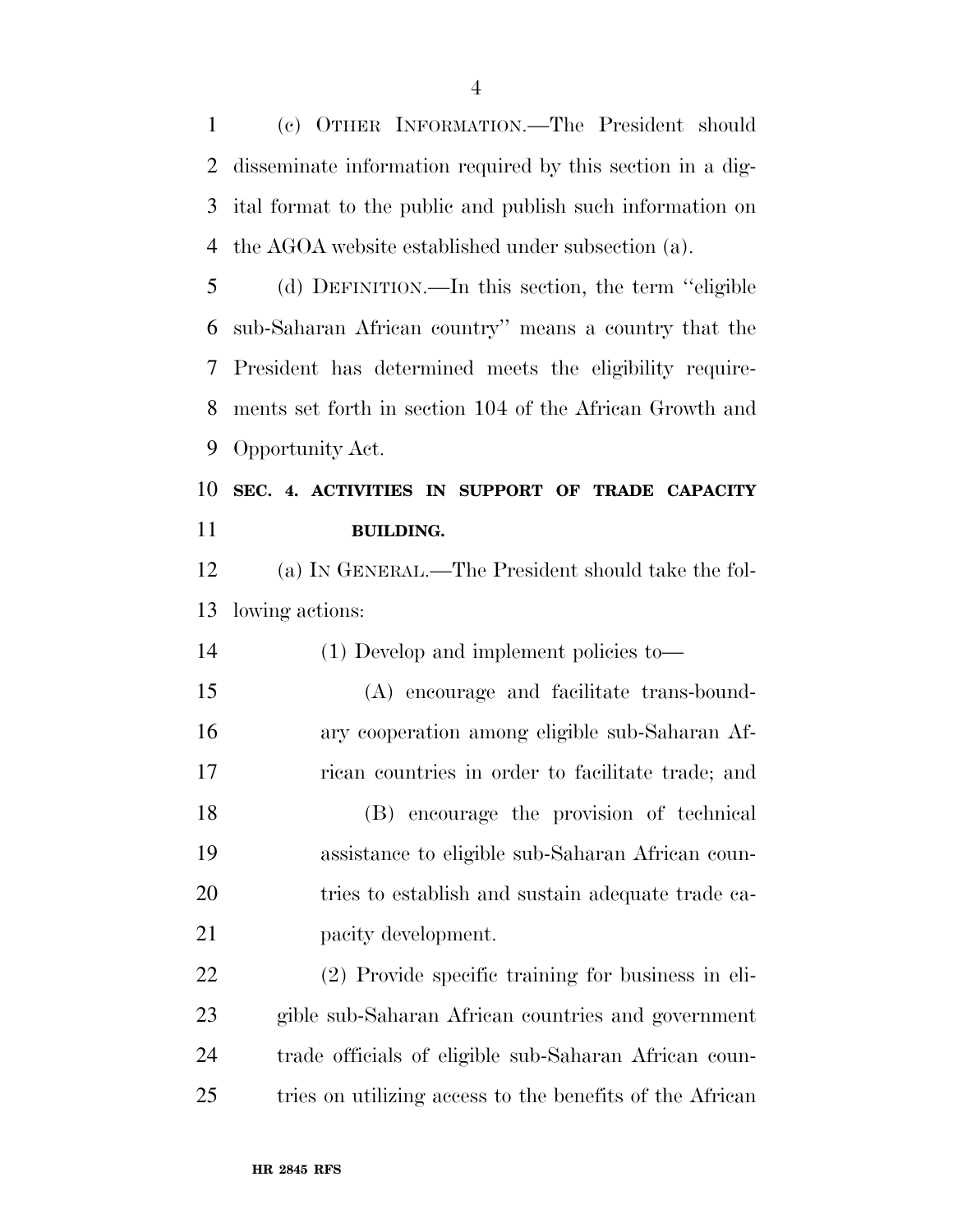(c) OTHER INFORMATION.—The President should disseminate information required by this section in a digital format to the public and publish such information on the AGOA website established under subsection (a).

(d) DEFINITION.—In this section, the term ''eligible sub-Saharan African country'' means a country that the President has determined meets the eligibility requirements set forth in section 104 of the African Growth and Opportunity Act.

## SEC. 4. ACTIVITIES IN SUPPORT OF TRADE CAPACITY BUILDING.

(a) IN GENERAL.—The President should take the following actions:

(1) Develop and implement policies to—

(A) encourage and facilitate trans-boundary cooperation among eligible sub-Saharan African countries in order to facilitate trade; and

(B) encourage the provision of technical assistance to eligible sub-Saharan African countries to establish and sustain adequate trade capacity development.

(2) Provide specific training for business in eligible sub-Saharan African countries and government trade officials of eligible sub-Saharan African countries on utilizing access to the benefits of the African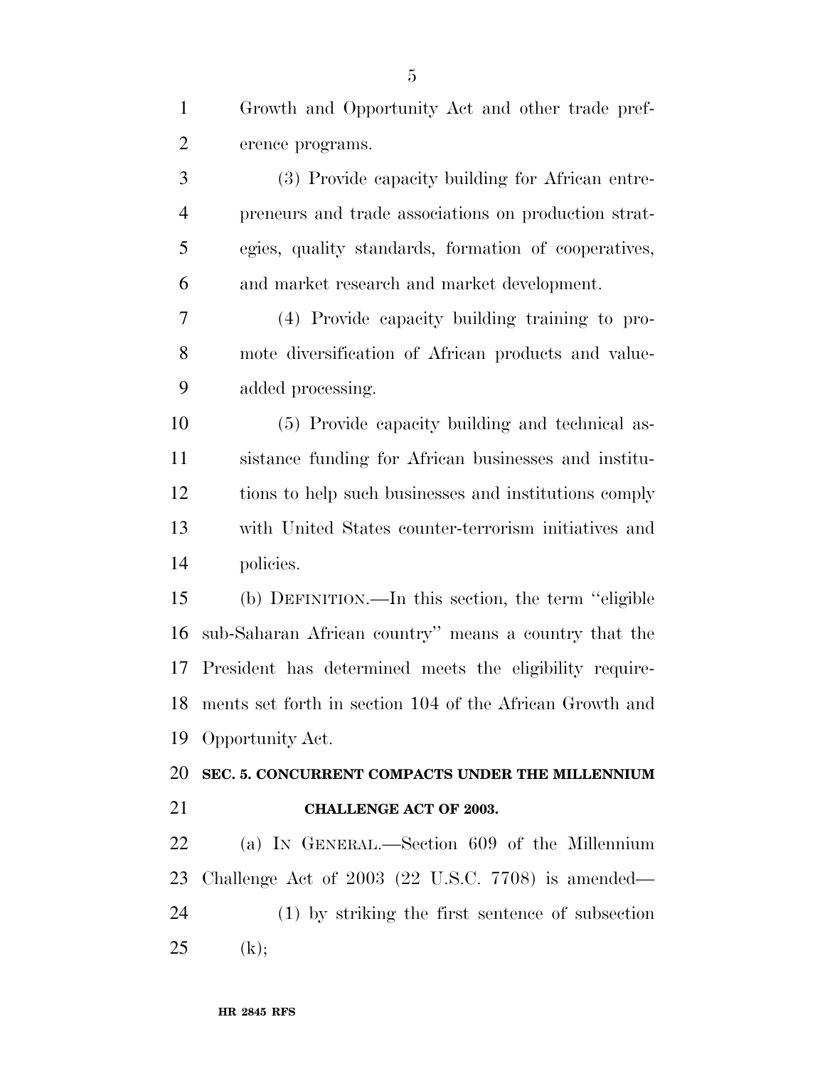Growth and Opportunity Act and other trade preference programs.

(3) Provide capacity building for African entrepreneurs and trade associations on production strategies, quality standards, formation of cooperatives, and market research and market development.

(4) Provide capacity building training to promote diversification of African products and value-added processing.

(5) Provide capacity building and technical assistance funding for African businesses and institutions to help such businesses and institutions comply with United States counter-terrorism initiatives and policies.

(b) DEFINITION.—In this section, the term ''eligible sub-Saharan African country'' means a country that the President has determined meets the eligibility requirements set forth in section 104 of the African Growth and Opportunity Act.

**SEC. 5. CONCURRENT COMPACTS UNDER THE MILLENNIUM CHALLENGE ACT OF 2003.**

(a) IN GENERAL.—Section 609 of the Millennium Challenge Act of 2003 (22 U.S.C. 7708) is amended—

(1) by striking the first sentence of subsection (k);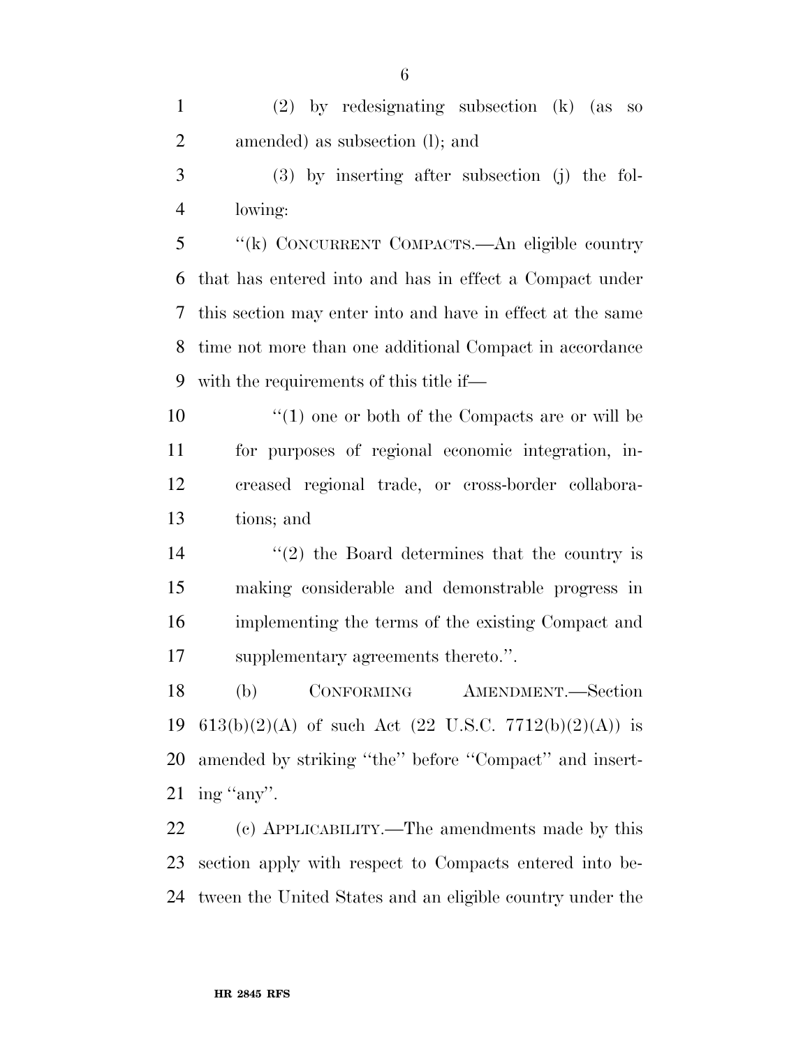(2) by redesignating subsection (k) (as so amended) as subsection (l); and

(3) by inserting after subsection (j) the following:

"(k) CONCURRENT COMPACTS.—An eligible country that has entered into and has in effect a Compact under this section may enter into and have in effect at the same time not more than one additional Compact in accordance with the requirements of this title if—

"(1) one or both of the Compacts are or will be for purposes of regional economic integration, increased regional trade, or cross-border collaborations; and

"(2) the Board determines that the country is making considerable and demonstrable progress in implementing the terms of the existing Compact and supplementary agreements thereto.".

(b) CONFORMING AMENDMENT.—Section 613(b)(2)(A) of such Act (22 U.S.C. 7712(b)(2)(A)) is amended by striking "the" before "Compact" and inserting "any".

(c) APPLICABILITY.—The amendments made by this section apply with respect to Compacts entered into between the United States and an eligible country under the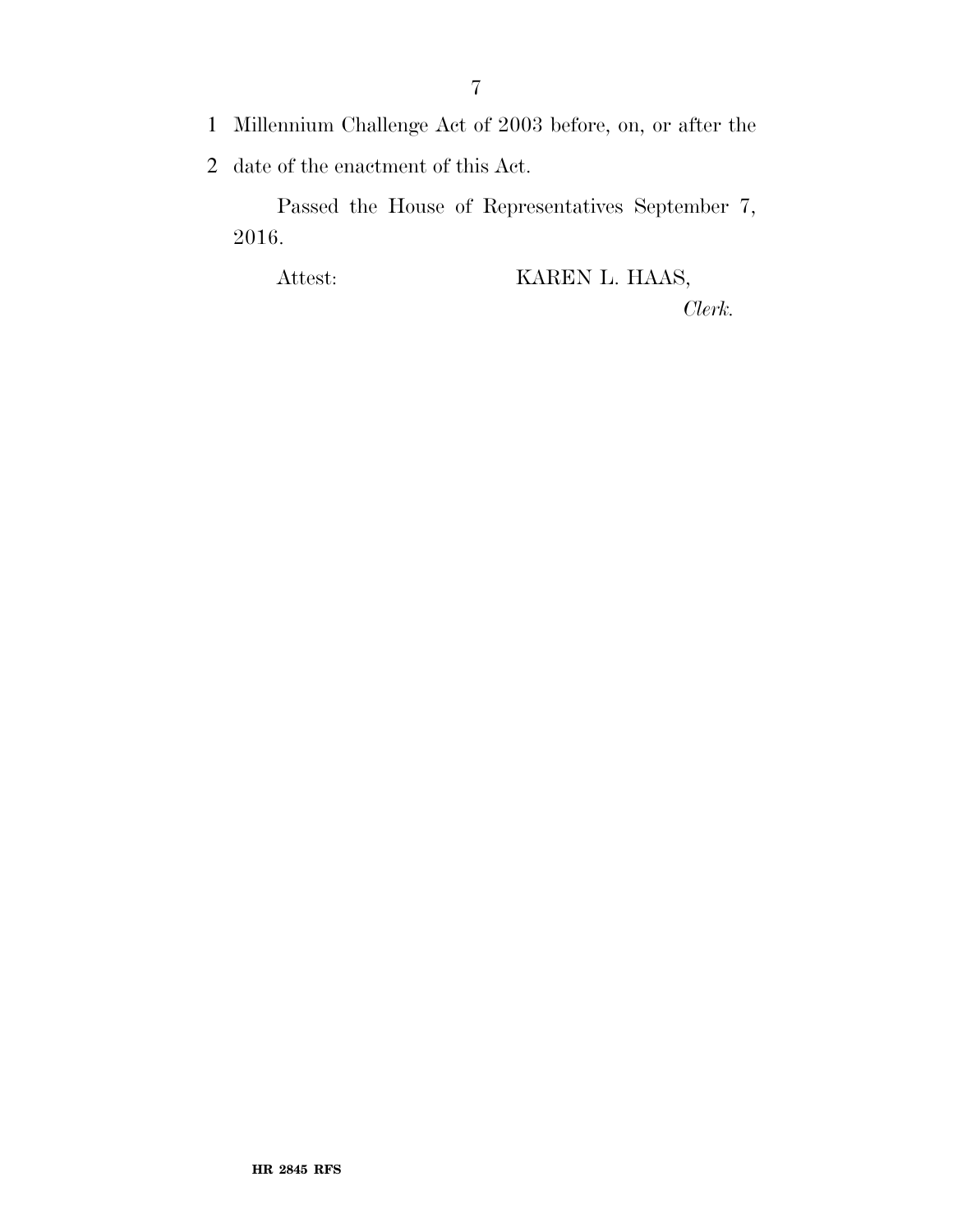Millennium Challenge Act of 2003 before, on, or after the date of the enactment of this Act.

Passed the House of Representatives September 7, 2016.

Attest: KAREN L. HAAS,

*Clerk.*

**HR 2845 RFS**